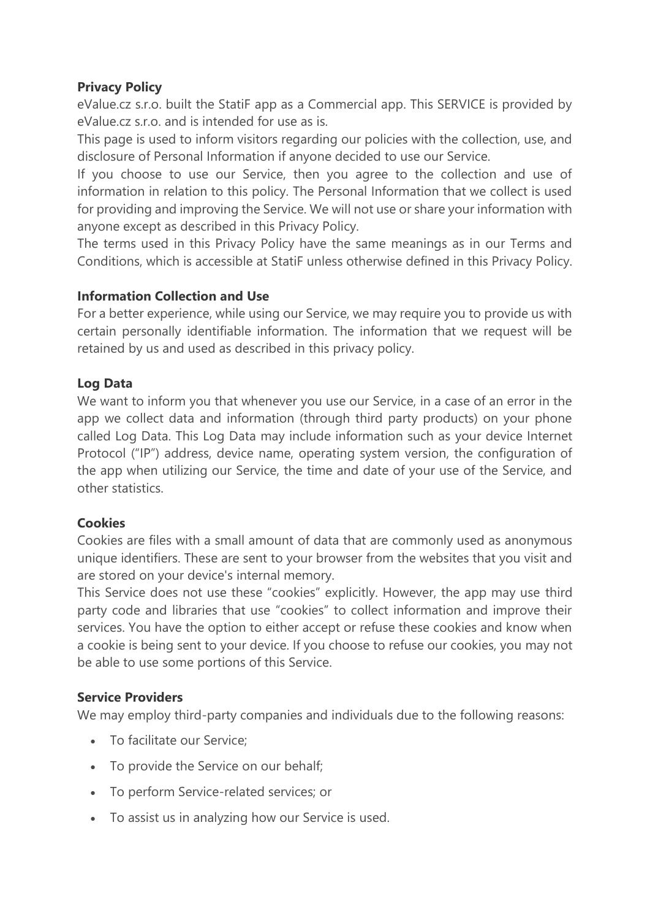**Privacy Policy**

eValue.cz s.r.o. built the StatiF app as a Commercial app. This SERVICE is provided by eValue.cz s.r.o. and is intended for use as is.

This page is used to inform visitors regarding our policies with the collection, use, and disclosure of Personal Information if anyone decided to use our Service.

If you choose to use our Service, then you agree to the collection and use of information in relation to this policy. The Personal Information that we collect is used for providing and improving the Service. We will not use or share your information with anyone except as described in this Privacy Policy.

The terms used in this Privacy Policy have the same meanings as in our Terms and Conditions, which is accessible at StatiF unless otherwise defined in this Privacy Policy.

**Information Collection and Use**

For a better experience, while using our Service, we may require you to provide us with certain personally identifiable information. The information that we request will be retained by us and used as described in this privacy policy.

**Log Data**

We want to inform you that whenever you use our Service, in a case of an error in the app we collect data and information (through third party products) on your phone called Log Data. This Log Data may include information such as your device Internet Protocol ("IP") address, device name, operating system version, the configuration of the app when utilizing our Service, the time and date of your use of the Service, and other statistics.

**Cookies**

Cookies are files with a small amount of data that are commonly used as anonymous unique identifiers. These are sent to your browser from the websites that you visit and are stored on your device's internal memory.

This Service does not use these "cookies" explicitly. However, the app may use third party code and libraries that use "cookies" to collect information and improve their services. You have the option to either accept or refuse these cookies and know when a cookie is being sent to your device. If you choose to refuse our cookies, you may not be able to use some portions of this Service.

**Service Providers**

We may employ third-party companies and individuals due to the following reasons:

- To facilitate our Service;
- To provide the Service on our behalf;
- To perform Service-related services; or
- To assist us in analyzing how our Service is used.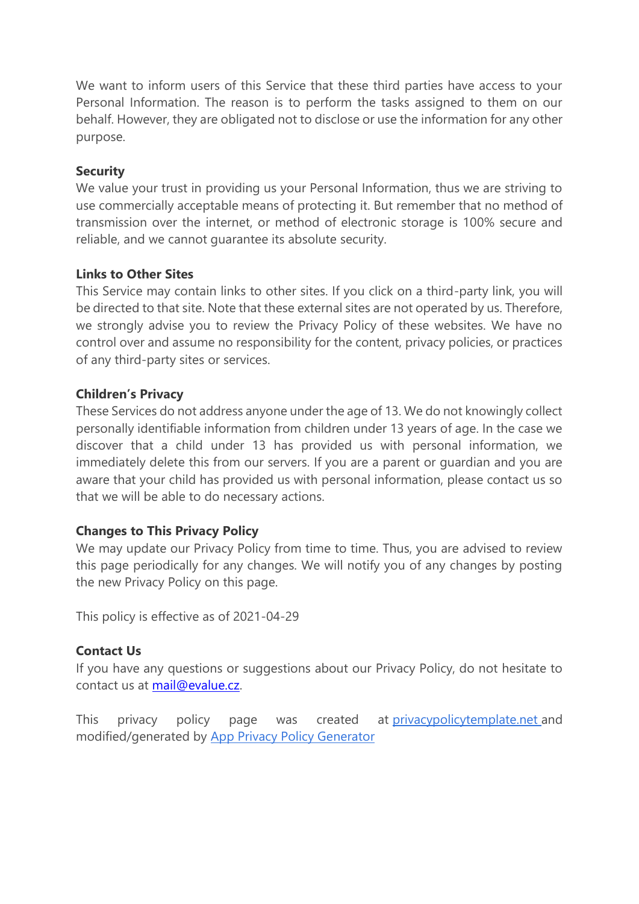We want to inform users of this Service that these third parties have access to your Personal Information. The reason is to perform the tasks assigned to them on our behalf. However, they are obligated not to disclose or use the information for any other purpose.

**Security**
We value your trust in providing us your Personal Information, thus we are striving to use commercially acceptable means of protecting it. But remember that no method of transmission over the internet, or method of electronic storage is 100% secure and reliable, and we cannot guarantee its absolute security.

**Links to Other Sites**
This Service may contain links to other sites. If you click on a third-party link, you will be directed to that site. Note that these external sites are not operated by us. Therefore, we strongly advise you to review the Privacy Policy of these websites. We have no control over and assume no responsibility for the content, privacy policies, or practices of any third-party sites or services.

**Children's Privacy**
These Services do not address anyone under the age of 13. We do not knowingly collect personally identifiable information from children under 13 years of age. In the case we discover that a child under 13 has provided us with personal information, we immediately delete this from our servers. If you are a parent or guardian and you are aware that your child has provided us with personal information, please contact us so that we will be able to do necessary actions.

**Changes to This Privacy Policy**
We may update our Privacy Policy from time to time. Thus, you are advised to review this page periodically for any changes. We will notify you of any changes by posting the new Privacy Policy on this page.

This policy is effective as of 2021-04-29

**Contact Us**
If you have any questions or suggestions about our Privacy Policy, do not hesitate to contact us at [mail@evalue.cz](mailto:mail@evalue.cz).

This privacy policy page was created at [privacypolicytemplate.net](https://privacypolicytemplate.net) and modified/generated by [App Privacy Policy Generator](https://app-privacy-policy-generator.firebaseapp.com/)